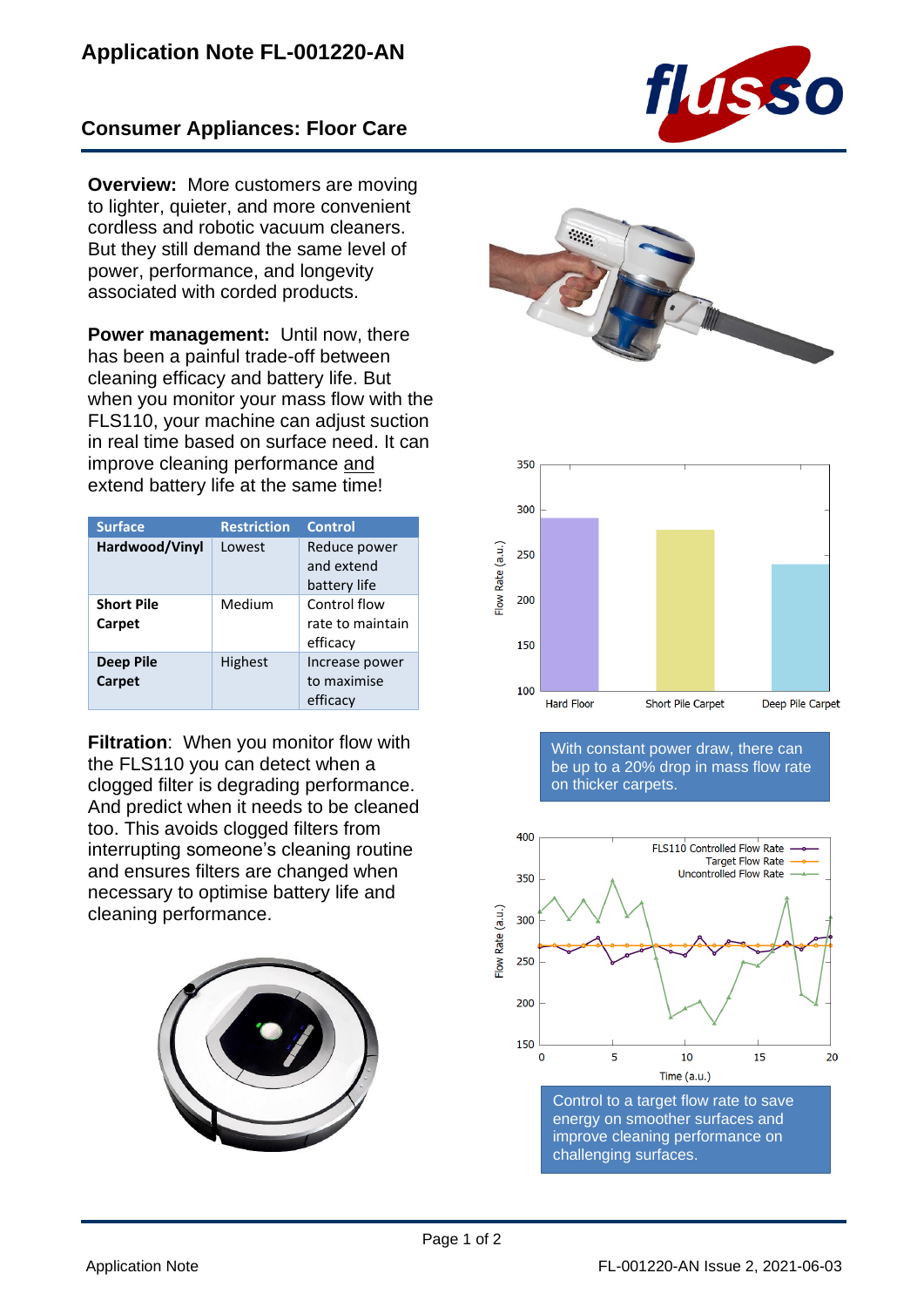# Application Note FL-001220-AN

## Consumer Appliances: Floor Care

**Overview:** More customers are moving to lighter, quieter, and more convenient cordless and robotic vacuum cleaners. But they still demand the same level of power, performance, and longevity associated with corded products.

**Power management:** Until now, there has been a painful trade-off between cleaning efficacy and battery life. But when you monitor your mass flow with the FLS110, your machine can adjust suction in real time based on surface need. It can improve cleaning performance and extend battery life at the same time!

| Surface | Restriction | Control |
|---|---|---|
| **Hardwood/Vinyl** | Lowest | Reduce power and extend battery life |
| **Short Pile Carpet** | Medium | Control flow rate to maintain efficacy |
| **Deep Pile Carpet** | Highest | Increase power to maximise efficacy |

**Filtration**: When you monitor flow with the FLS110 you can detect when a clogged filter is degrading performance. And predict when it needs to be cleaned too. This avoids clogged filters from interrupting someone's cleaning routine and ensures filters are changed when necessary to optimise battery life and cleaning performance.

With constant power draw, there can be up to a 20% drop in mass flow rate on thicker carpets.

Control to a target flow rate to save energy on smoother surfaces and improve cleaning performance on challenging surfaces.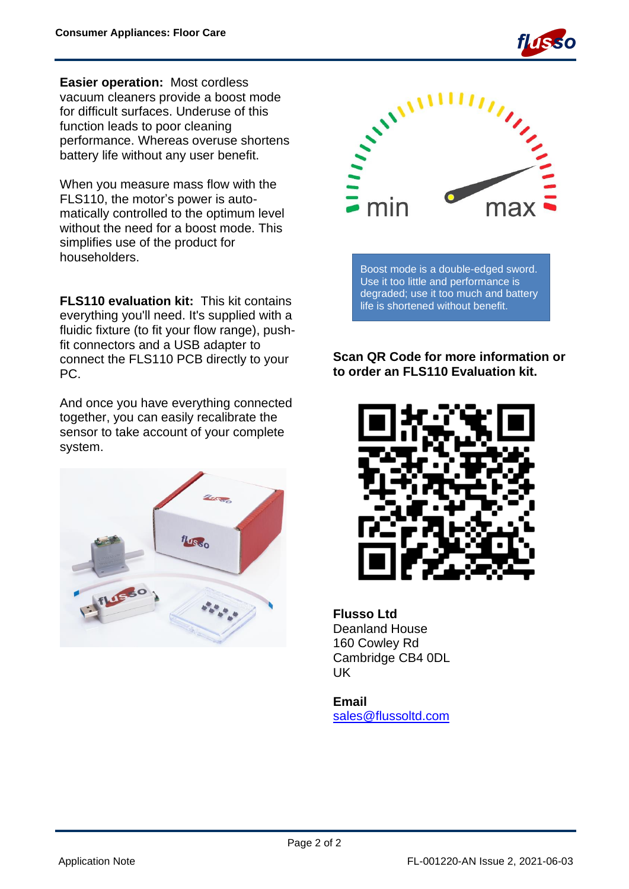**Easier operation:** Most cordless vacuum cleaners provide a boost mode for difficult surfaces. Underuse of this function leads to poor cleaning performance. Whereas overuse shortens battery life without any user benefit.

When you measure mass flow with the FLS110, the motor's power is auto-matically controlled to the optimum level without the need for a boost mode. This simplifies use of the product for householders.

**FLS110 evaluation kit:** This kit contains everything you'll need. It's supplied with a fluidic fixture (to fit your flow range), push-fit connectors and a USB adapter to connect the FLS110 PCB directly to your PC.

And once you have everything connected together, you can easily recalibrate the sensor to take account of your complete system.

min

max

Boost mode is a double-edged sword. Use it too little and performance is degraded; use it too much and battery life is shortened without benefit.

**Scan QR Code for more information or to order an FLS110 Evaluation kit.**

**Flusso Ltd**
Deanland House
160 Cowley Rd
Cambridge CB4 0DL
UK

**Email**
sales@flussoltd.com